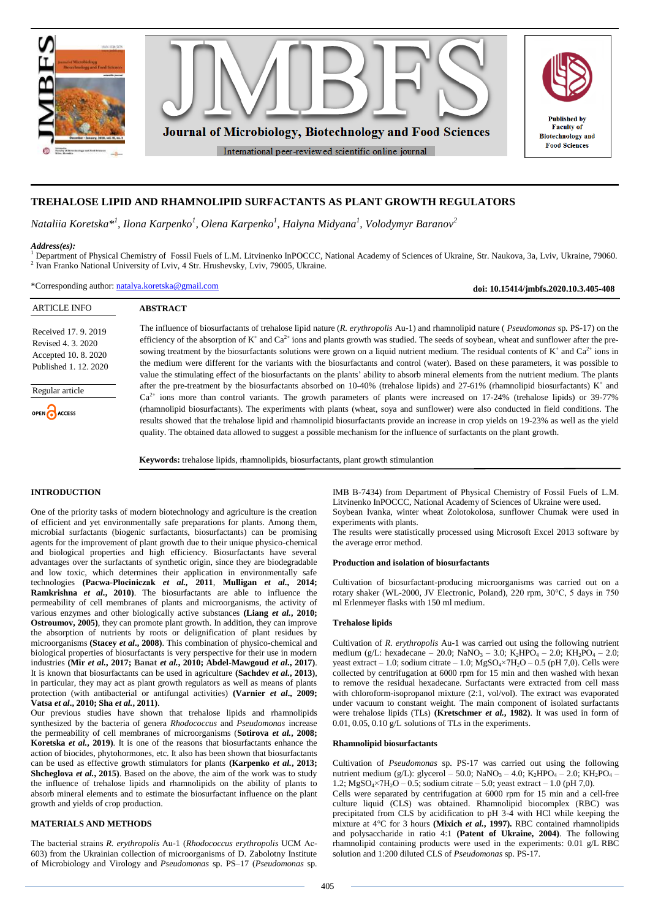# TREHALOSE LIPID AND RHAMNOLIPID SURFACTANTS AS PLANT GROWTH REGULATORS

*Nataliia Koretska*[1], Ilona Karpenko[1], Olena Karpenko[1], Halyna Midyana[1], Volodymyr Baranov[2]*

***Address(es):***
[1] Department of Physical Chemistry of Fossil Fuels of L.M. Litvinenko InPOCCC, National Academy of Sciences of Ukraine, Str. Naukova, 3a, Lviv, Ukraine, 79060.
[2] Ivan Franko National University of Lviv, 4 Str. Hrushevsky, Lviv, 79005, Ukraine.

*Corresponding author: natalya.koretska@gmail.com

**doi: 10.15414/jmbfs.2020.10.3.405-408**

| ARTICLE INFO |
|---|
| Received 17. 9. 2019 |
| Revised 4. 3. 2020 |
| Accepted 10. 8. 2020 |
| Published 1. 12. 2020 |
| Regular article |
| OPEN ACCESS |

## ABSTRACT

The influence of biosurfactants of trehalose lipid nature (*R. erythropolis* Au-1) and rhamnolipid nature ( *Pseudomonas* sp. PS-17) on the efficiency of the absorption of $K^+$ and $Ca^{2+}$ ions and plants growth was studied. The seeds of soybean, wheat and sunflower after the pre-sowing treatment by the biosurfactants solutions were grown on a liquid nutrient medium. The residual contents of $K^+$ and $Ca^{2+}$ ions in the medium were different for the variants with the biosurfactants and control (water). Based on these parameters, it was possible to value the stimulating effect of the biosurfactants on the plants' ability to absorb mineral elements from the nutrient medium. The plants after the pre-treatment by the biosurfactants absorbed on 10-40% (trehalose lipids) and 27-61% (rhamnolipid biosurfactants) $K^+$ and $Ca^{2+}$ ions more than control variants. The growth parameters of plants were increased on 17-24% (trehalose lipids) or 39-77% (rhamnolipid biosurfactants). The experiments with plants (wheat, soya and sunflower) were also conducted in field conditions. The results showed that the trehalose lipid and rhamnolipid biosurfactants provide an increase in crop yields on 19-23% as well as the yield quality. The obtained data allowed to suggest a possible mechanism for the influence of surfactants on the plant growth.

**Keywords:** trehalose lipids, rhamnolipids, biosurfactants, plant growth stimulantion

## INTRODUCTION

One of the priority tasks of modern biotechnology and agriculture is the creation of efficient and yet environmentally safe preparations for plants. Among them, microbial surfactants (biogenic surfactants, biosurfactants) can be promising agents for the improvement of plant growth due to their unique physico-chemical and biological properties and high efficiency. Biosurfactants have several advantages over the surfactants of synthetic origin, since they are biodegradable and low toxic, which determines their application in environmentally safe technologies **(Pacwa-Płociniczak *et al.*, 2011**, **Mulligan *et al.*, 2014; Ramkrishna *et al.*, 2010)**. The biosurfactants are able to influence the permeability of cell membranes of plants and microorganisms, the activity of various enzymes and other biologically active substances **(Liang *et al.*, 2010; Ostroumov, 2005)**, they can promote plant growth. In addition, they can improve the absorption of nutrients by roots or delignification of plant residues by microorganisms **(Stacey *et al.*, 2008)**. This combination of physico-chemical and biological properties of biosurfactants is very perspective for their use in modern industries **(Mir *et al.*, 2017; Banat *et al.*, 2010; Abdel-Mawgoud *et al.*, 2017)**. It is known that biosurfactants can be used in agriculture **(Sachdev *et al.*, 2013)**, in particular, they may act as plant growth regulators as well as means of plants protection (with antibacterial or antifungal activities) **(Varnier *et al.*, 2009; Vatsa *et al.*, 2010; Sha *et al.*, 2011)**.

Our previous studies have shown that trehalose lipids and rhamnolipids synthesized by the bacteria of genera *Rhodococcus* and *Pseudomonas* increase the permeability of cell membranes of microorganisms **(Sotirova *et al.*, 2008; Koretska *et al.*, 2019)**. It is one of the reasons that biosurfactants enhance the action of biocides, phytohormones, etc. It also has been shown that biosurfactants can be used as effective growth stimulators for plants **(Karpenko *et al.*, 2013; Shcheglova *et al.*, 2015)**. Based on the above, the aim of the work was to study the influence of trehalose lipids and rhamnolipids on the ability of plants to absorb mineral elements and to estimate the biosurfactant influence on the plant growth and yields of crop production.

## MATERIALS AND METHODS

The bacterial strains *R. erythropolis* Au-1 (*Rhodococcus erythropolis* UCM Ac-603) from the Ukrainian collection of microorganisms of D. Zabolotny Institute of Microbiology and Virology and *Pseudomonas* sp. PS–17 (*Pseudomonas* sp. IMB B-7434) from Department of Physical Chemistry of Fossil Fuels of L.M. Litvinenko InPOCCC, National Academy of Sciences of Ukraine were used.

Soybean Ivanka, winter wheat Zolotokolosa, sunflower Chumak were used in experiments with plants.

The results were statistically processed using Microsoft Excel 2013 software by the average error method.

### Production and isolation of biosurfactants

Cultivation of biosurfactant-producing microorganisms was carried out on a rotary shaker (WL-2000, JV Electronic, Poland), 220 rpm, 30°C, 5 days in 750 ml Erlenmeyer flasks with 150 ml medium.

### Trehalose lipids

Cultivation of *R. erythropolis* Au-1 was carried out using the following nutrient medium (g/L: hexadecane – 20.0; $NaNO_3$ – 3.0; $K_2HPO_4$ – 2.0; $KH_2PO_4$ – 2.0; yeast extract – 1.0; sodium citrate – 1.0; $MgSO_4 \times 7H_2O$ – 0.5 (pH 7,0). Cells were collected by centrifugation at 6000 rpm for 15 min and then washed with hexan to remove the residual hexadecane. Surfactants were extracted from cell mass with chloroform-isopropanol mixture (2:1, vol/vol). The extract was evaporated under vacuum to constant weight. The main component of isolated surfactants were trehalose lipids (TLs) **(Kretschmer *et al.*, 1982)**. It was used in form of 0.01, 0.05, 0.10 g/L solutions of TLs in the experiments.

### Rhamnolipid biosurfactants

Cultivation of *Pseudomonas* sp. PS-17 was carried out using the following nutrient medium (g/L): glycerol – 50.0; $NaNO_3$ – 4.0; $K_2HPO_4$ – 2.0; $KH_2PO_4$ – 1.2; $MgSO_4 \times 7H_2O$ – 0.5; sodium citrate – 5.0; yeast extract – 1.0 (pH 7,0).

Cells were separated by centrifugation at 6000 rpm for 15 min and a cell-free culture liquid (CLS) was obtained. Rhamnolipid biocomplex (RBC) was precipitated from CLS by acidification to pH 3-4 with HCl while keeping the mixture at 4°C for 3 hours **(Mixich *et al.*, 1997)**. RBC contained rhamnolipids and polysaccharide in ratio 4:1 **(Patent of Ukraine, 2004)**. The following rhamnolipid containing products were used in the experiments: 0.01 g/L RBC solution and 1:200 diluted CLS of *Pseudomonas* sp. PS-17.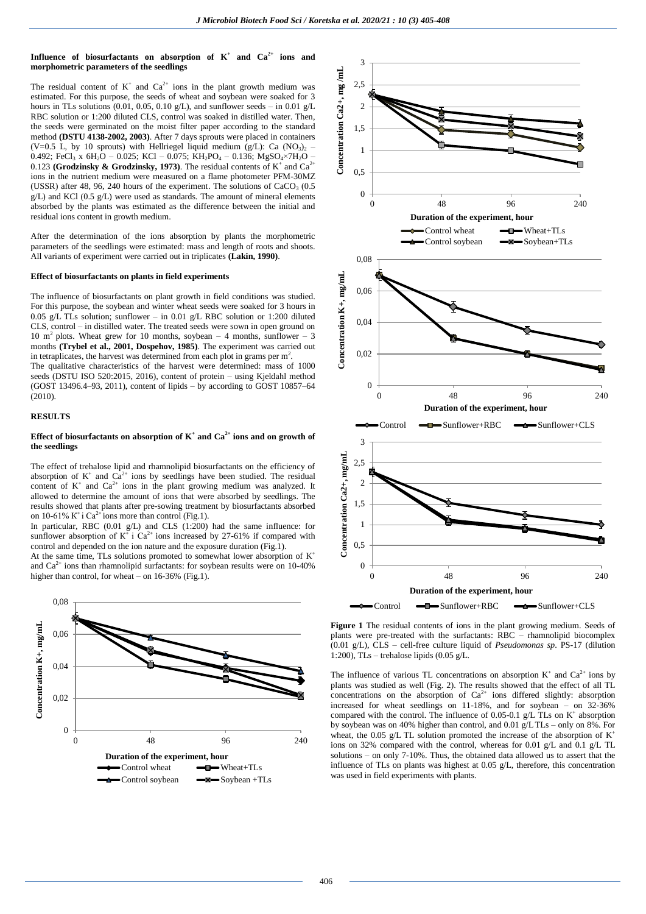### Influence of biosurfactants on absorption of $K^+$ and $Ca^{2+}$ ions and morphometric parameters of the seedlings

The residual content of $K^+$ and $Ca^{2+}$ ions in the plant growth medium was estimated. For this purpose, the seeds of wheat and soybean were soaked for 3 hours in TLs solutions (0.01, 0.05, 0.10 g/L), and sunflower seeds – in 0.01 g/L RBC solution or 1:200 diluted CLS, control was soaked in distilled water. Then, the seeds were germinated on the moist filter paper according to the standard method **(DSTU 4138-2002, 2003)**. After 7 days sprouts were placed in containers (V=0.5 L, by 10 sprouts) with Hellriegel liquid medium (g/L): Ca $(NO_3)_2$ – 0.492; $FeCl_3 \times 6H_2O$ – 0.025; KCl – 0.075; $KH_2PO_4$ – 0.136; $MgSO_4 \times 7H_2O$ – 0.123 **(Grodzinsky & Grodzinsky, 1973)**. The residual contents of $K^+$ and $Ca^{2+}$ ions in the nutrient medium were measured on a flame photometer PFM-30MZ (USSR) after 48, 96, 240 hours of the experiment. The solutions of $CaCO_3$ (0.5 g/L) and KCl (0.5 g/L) were used as standards. The amount of mineral elements absorbed by the plants was estimated as the difference between the initial and residual ions content in growth medium.

After the determination of the ions absorption by plants the morphometric parameters of the seedlings were estimated: mass and length of roots and shoots. All variants of experiment were carried out in triplicates **(Lakin, 1990)**.

### Effect of biosurfactants on plants in field experiments

The influence of biosurfactants on plant growth in field conditions was studied. For this purpose, the soybean and winter wheat seeds were soaked for 3 hours in 0.05 g/L TLs solution; sunflower – in 0.01 g/L RBC solution or 1:200 diluted CLS, control – in distilled water. The treated seeds were sown in open ground on 10 $m^2$ plots. Wheat grew for 10 months, soybean – 4 months, sunflower – 3 months **(Trybel et al., 2001, Dospehov, 1985)**. The experiment was carried out in tetraplicates, the harvest was determined from each plot in grams per $m^2$.

The qualitative characteristics of the harvest were determined: mass of 1000 seeds (DSTU ISO 520:2015, 2016), content of protein – using Kjeldahl method (GOST 13496.4–93, 2011), content of lipids – by according to GOST 10857–64 (2010).

## RESULTS

### Effect of biosurfactants on absorption of $K^+$ and $Ca^{2+}$ ions and on growth of the seedlings

The effect of trehalose lipid and rhamnolipid biosurfactants on the efficiency of absorption of $K^+$ and $Ca^{2+}$ ions by seedlings have been studied. The residual content of $K^+$ and $Ca^{2+}$ ions in the plant growing medium was analyzed. It allowed to determine the amount of ions that were absorbed by seedlings. The results showed that plants after pre-sowing treatment by biosurfactants absorbed on 10-61% $K^+$ i $Ca^{2+}$ ions more than control (Fig.1).

In particular, RBC (0.01 g/L) and CLS (1:200) had the same influence: for sunflower absorption of $K^+$ i $Ca^{2+}$ ions increased by 27-61% if compared with control and depended on the ion nature and the exposure duration (Fig.1).

At the same time, TLs solutions promoted to somewhat lower absorption of $K^+$ and $Ca^{2+}$ ions than rhamnolipid surfactants: for soybean results were on 10-40% higher than control, for wheat – on 16-36% (Fig.1).

**Figure 1** The residual contents of ions in the plant growing medium. Seeds of plants were pre-treated with the surfactants: RBC – rhamnolipid biocomplex (0.01 g/L), CLS – cell-free culture liquid of *Pseudomonas sp.* PS-17 (dilution 1:200), TLs – trehalose lipids (0.05 g/L.

The influence of various TL concentrations on absorption $K^+$ and $Ca^{2+}$ ions by plants was studied as well (Fig. 2). The results showed that the effect of all TL concentrations on the absorption of $Ca^{2+}$ ions differed slightly: absorption increased for wheat seedlings on 11-18%, and for soybean – on 32-36% compared with the control. The influence of 0.05-0.1 g/L TLs on $K^+$ absorption by soybean was on 40% higher than control, and 0.01 g/L TLs – only on 8%. For wheat, the 0.05 g/L TL solution promoted the increase of the absorption of $K^+$ ions on 32% compared with the control, whereas for 0.01 g/L and 0.1 g/L TL solutions – on only 7-10%. Thus, the obtained data allowed us to assert that the influence of TLs on plants was highest at 0.05 g/L, therefore, this concentration was used in field experiments with plants.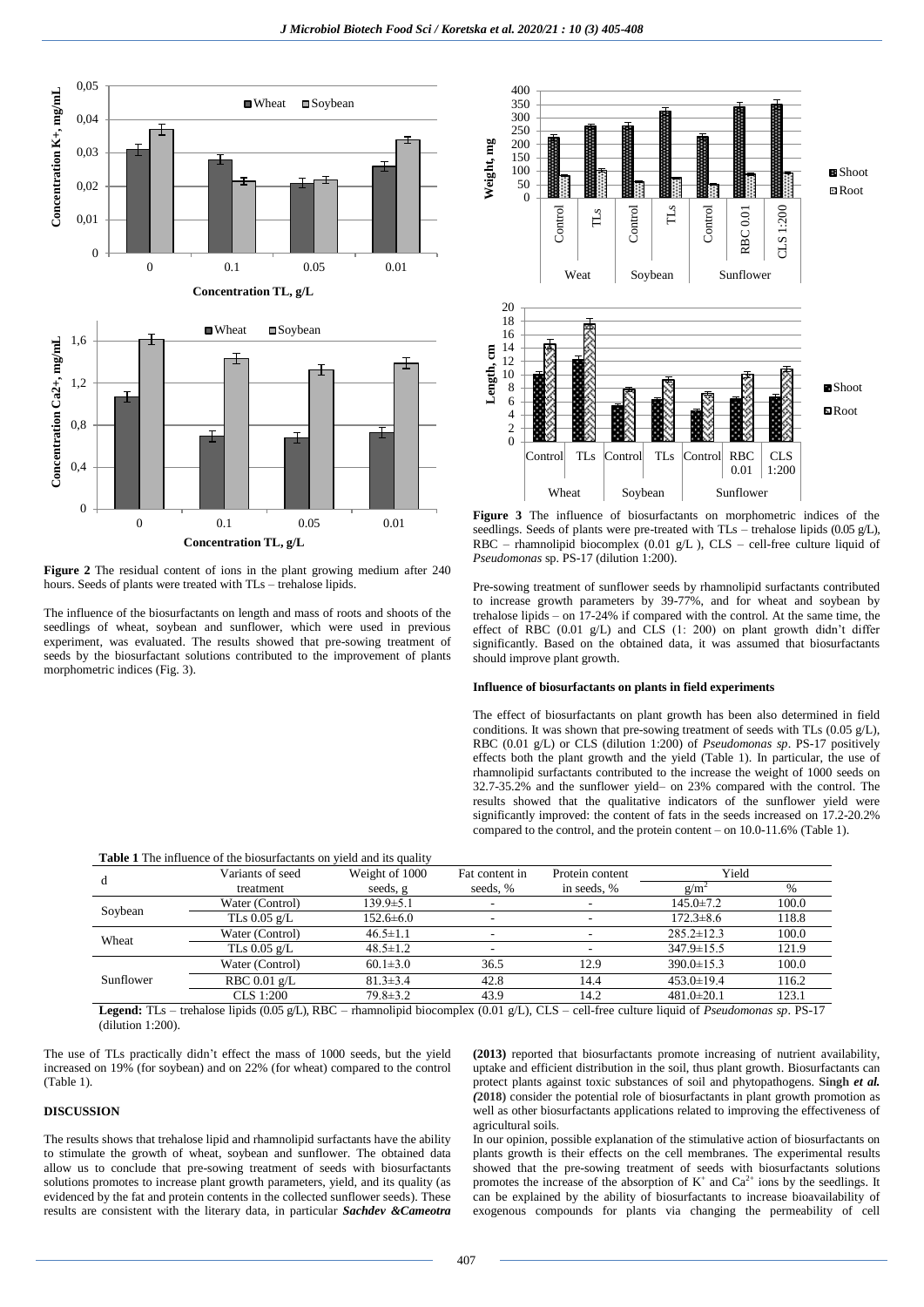**Figure 2** The residual content of ions in the plant growing medium after 240 hours. Seeds of plants were treated with TLs – trehalose lipids.

The influence of the biosurfactants on length and mass of roots and shoots of the seedlings of wheat, soybean and sunflower, which were used in previous experiment, was evaluated. The results showed that pre-sowing treatment of seeds by the biosurfactant solutions contributed to the improvement of plants morphometric indices (Fig. 3).

**Figure 3** The influence of biosurfactants on morphometric indices of the seedlings. Seeds of plants were pre-treated with TLs – trehalose lipids (0.05 g/L), RBC – rhamnolipid biocomplex (0.01 g/L ), CLS – cell-free culture liquid of *Pseudomonas* sp. PS-17 (dilution 1:200).

Pre-sowing treatment of sunflower seeds by rhamnolipid surfactants contributed to increase growth parameters by 39-77%, and for wheat and soybean by trehalose lipids – on 17-24% if compared with the control. At the same time, the effect of RBC (0.01 g/L) and CLS (1: 200) on plant growth didn't differ significantly. Based on the obtained data, it was assumed that biosurfactants should improve plant growth.

**Influence of biosurfactants on plants in field experiments**

The effect of biosurfactants on plant growth has been also determined in field conditions. It was shown that pre-sowing treatment of seeds with TLs (0.05 g/L), RBC (0.01 g/L) or CLS (dilution 1:200) of *Pseudomonas sp*. PS-17 positively effects both the plant growth and the yield (Table 1). In particular, the use of rhamnolipid surfactants contributed to the increase the weight of 1000 seeds on 32.7-35.2% and the sunflower yield– on 23% compared with the control. The results showed that the qualitative indicators of the sunflower yield were significantly improved: the content of fats in the seeds increased on 17.2-20.2% compared to the control, and the protein content – on 10.0-11.6% (Table 1).

**Table 1** The influence of the biosurfactants on yield and its quality

| d | Variants of seed treatment | Weight of 1000 seeds, g | Fat content in seeds, % | Protein content in seeds, % | Yield | |
|---|---|---|---|---|---|---|
| | | | | | $g/m^2$ | % |
| Soybean | Water (Control) | 139.9±5.1 | - | - | 145.0±7.2 | 100.0 |
| | TLs 0.05 g/L | 152.6±6.0 | - | - | 172.3±8.6 | 118.8 |
| Wheat | Water (Control) | 46.5±1.1 | - | - | 285.2±12.3 | 100.0 |
| | TLs 0.05 g/L | 48.5±1.2 | - | - | 347.9±15.5 | 121.9 |
| Sunflower | Water (Control) | 60.1±3.0 | 36.5 | 12.9 | 390.0±15.3 | 100.0 |
| | RBC 0.01 g/L | 81.3±3.4 | 42.8 | 14.4 | 453.0±19.4 | 116.2 |
| | CLS 1:200 | 79.8±3.2 | 43.9 | 14.2 | 481.0±20.1 | 123.1 |

**Legend:** TLs – trehalose lipids (0.05 g/L), RBC – rhamnolipid biocomplex (0.01 g/L), CLS – cell-free culture liquid of *Pseudomonas sp*. PS-17 (dilution 1:200).

The use of TLs practically didn't effect the mass of 1000 seeds, but the yield increased on 19% (for soybean) and on 22% (for wheat) compared to the control (Table 1).

## DISCUSSION

The results shows that trehalose lipid and rhamnolipid surfactants have the ability to stimulate the growth of wheat, soybean and sunflower. The obtained data allow us to conclude that pre-sowing treatment of seeds with biosurfactants solutions promotes to increase plant growth parameters, yield, and its quality (as evidenced by the fat and protein contents in the collected sunflower seeds). These results are consistent with the literary data, in particular ***Sachdev &Cameotra*** **(2013)** reported that biosurfactants promote increasing of nutrient availability, uptake and efficient distribution in the soil, thus plant growth. Biosurfactants can protect plants against toxic substances of soil and phytopathogens. **Singh *et al.* (2018)** consider the potential role of biosurfactants in plant growth promotion as well as other biosurfactants applications related to improving the effectiveness of agricultural soils.

In our opinion, possible explanation of the stimulative action of biosurfactants on plants growth is their effects on the cell membranes. The experimental results showed that the pre-sowing treatment of seeds with biosurfactants solutions promotes the increase of the absorption of $K^+$ and $Ca^{2+}$ ions by the seedlings. It can be explained by the ability of biosurfactants to increase bioavailability of exogenous compounds for plants via changing the permeability of cell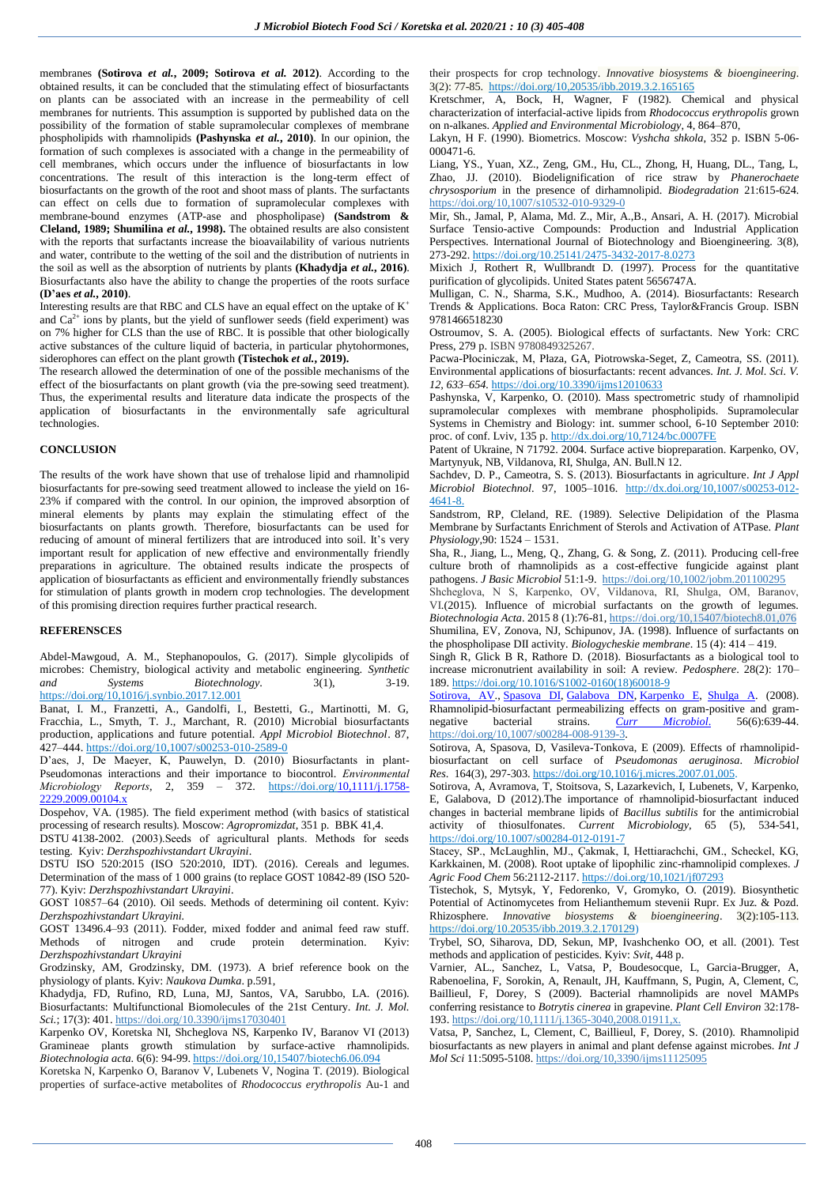membranes **(Sotirova *et al.*, 2009; Sotirova *et al.* 2012)**. According to the obtained results, it can be concluded that the stimulating effect of biosurfactants on plants can be associated with an increase in the permeability of cell membranes for nutrients. This assumption is supported by published data on the possibility of the formation of stable supramolecular complexes of membrane phospholipids with rhamnolipids **(Pashynska *et al.*, 2010)**. In our opinion, the formation of such complexes is associated with a change in the permeability of cell membranes, which occurs under the influence of biosurfactants in low concentrations. The result of this interaction is the long-term effect of biosurfactants on the growth of the root and shoot mass of plants. The surfactants can effect on cells due to formation of supramolecular complexes with membrane-bound enzymes (ATP-ase and phospholipase) **(Sandstrom & Cleland, 1989; Shumilina *et al.*, 1998).** The obtained results are also consistent with the reports that surfactants increase the bioavailability of various nutrients and water, contribute to the wetting of the soil and the distribution of nutrients in the soil as well as the absorption of nutrients by plants **(Khadydja *et al.*, 2016)**. Biosurfactants also have the ability to change the properties of the roots surface **(D'aes *et al.*, 2010)**.

Interesting results are that RBC and CLS have an equal effect on the uptake of $K^+$ and $Ca^{2+}$ ions by plants, but the yield of sunflower seeds (field experiment) was on 7% higher for CLS than the use of RBC. It is possible that other biologically active substances of the culture liquid of bacteria, in particular phytohormones, siderophores can effect on the plant growth **(Tistechok *et al.*, 2019).**

The research allowed the determination of one of the possible mechanisms of the effect of the biosurfactants on plant growth (via the pre-sowing seed treatment). Thus, the experimental results and literature data indicate the prospects of the application of biosurfactants in the environmentally safe agricultural technologies.

## CONCLUSION

The results of the work have shown that use of trehalose lipid and rhamnolipid biosurfactants for pre-sowing seed treatment allowed to increase the yield on 16-23% if compared with the control. In our opinion, the improved absorption of mineral elements by plants may explain the stimulating effect of the biosurfactants on plants growth. Therefore, biosurfactants can be used for reducing of amount of mineral fertilizers that are introduced into soil. It's very important result for application of new effective and environmentally friendly preparations in agriculture. The obtained results indicate the prospects of application of biosurfactants as efficient and environmentally friendly substances for stimulation of plants growth in modern crop technologies. The development of this promising direction requires further practical research.

## REFERENSCES

Abdel-Mawgoud, A. M., Stephanopoulos, G. (2017). Simple glycolipids of microbes: Chemistry, biological activity and metabolic engineering. *Synthetic and Systems Biotechnology*. 3(1), 3-19. https://doi.org/10,1016/j.synbio.2017.12.001

Banat, I. M., Franzetti, A., Gandolfi, I., Bestetti, G., Martinotti, M. G, Fracchia, L., Smyth, T. J., Marchant, R. (2010) Microbial biosurfactants production, applications and future potential. *Appl Microbiol Biotechnol*. 87, 427–444. https://doi.org/10,1007/s00253-010-2589-0

D'aes, J, De Maeyer, K, Pauwelyn, D. (2010) Biosurfactants in plant-Pseudomonas interactions and their importance to biocontrol. *Environmental Microbiology Reports*, 2, 359 – 372. https://doi.org/10,1111/j.1758-2229.2009.00104.x

Dospehov, VA. (1985). The field experiment method (with basics of statistical processing of research results). Moscow: *Agropromizdat*, 351 p. BBK 41,4.

DSTU 4138-2002. (2003).Seeds of agricultural plants. Methods for seeds testing. Kyiv: *Derzhspozhivstandart Ukrayini*.

DSTU ISO 520:2015 (ISO 520:2010, IDT). (2016). Cereals and legumes. Determination of the mass of 1 000 grains (to replace GOST 10842-89 (ISO 520-77). Kyiv: *Derzhspozhivstandart Ukrayini*.

GOST 10857–64 (2010). Oil seeds. Methods of determining oil content. Kyiv: *Derzhspozhivstandart Ukrayini.*

GOST 13496.4–93 (2011). Fodder, mixed fodder and animal feed raw stuff. Methods of nitrogen and crude protein determination. Kyiv: *Derzhspozhivstandart Ukrayini*

Grodzinsky, AM, Grodzinsky, DM. (1973). A brief reference book on the physiology of plants. Kyiv: *Naukova Dumka*. p.591,

Khadydja, FD, Rufino, RD, Luna, MJ, Santos, VA, Sarubbo, LA. (2016). Biosurfactants: Multifunctional Biomolecules of the 21st Century. *Int. J. Mol. Sci.*; 17(3): 401. https://doi.org/10.3390/ijms17030401

Karpenko OV, Koretska NI, Shcheglova NS, Karpenko IV, Baranov VI (2013) Gramineae plants growth stimulation by surface-active rhamnolipids. *Biotechnologia acta*. 6(6): 94-99. https://doi.org/10,15407/biotech6.06.094

Koretska N, Karpenko O, Baranov V, Lubenets V, Nogina T. (2019). Biological properties of surface-active metabolites of *Rhodococcus erythropolis* Au-1 and their prospects for crop technology. *Innovative biosystems & bioengineering*. 3(2): 77-85. https://doi.org/10,20535/ibb.2019.3.2.165165

Kretschmer, A, Bock, H, Wagner, F (1982). Chemical and physical characterization of interfacial-active lipids from *Rhodococcus erythropolis* grown on n-alkanes. *Applied and Environmental Microbiology*, 4, 864–870,

Lakyn, H F (1990). Biometrics. Moscow: *Vyshcha shkola*, 352 p. ISBN 5-06-000471-6.

Liang, YS., Yuan, XZ., Zeng, GM., Hu, CL., Zhong, H, Huang, DL., Tang, L, Zhao, JJ. (2010). Biodelignification of rice straw by *Phanerochaete chrysosporium* in the presence of dirhamnolipid. *Biodegradation* 21:615-624. https://doi.org/10,1007/s10532-010-9329-0

Mir, Sh., Jamal, P, Alama, Md. Z., Mir, A.,B., Ansari, A. H. (2017). Microbial Surface Tensio-active Compounds: Production and Industrial Application Perspectives. International Journal of Biotechnology and Bioengineering. 3(8), 273-292. https://doi.org/10.25141/2475-3432-2017-8.0273

Mixich J, Rothert R, Wullbrandt D. (1997). Process for the quantitative purification of glycolipids. United States patent 5656747A.

Mulligan, C. N., Sharma, S.K., Mudhoo, A. (2014). Biosurfactants: Research Trends & Applications. Boca Raton: CRC Press, Taylor&Francis Group. ISBN 9781466518230

Ostroumov, S. A. (2005). Biological effects of surfactants. New York: CRC Press, 279 p. ISBN 9780849325267.

Pacwa-Płociniczak, M, Płaza, GA, Piotrowska-Seget, Z, Cameotra, SS. (2011). Environmental applications of biosurfactants: recent advances. *Int. J. Mol. Sci. V. 12, 633–654.* https://doi.org/10.3390/ijms12010633

Pashynska, V, Karpenko, O. (2010). Mass spectrometric study of rhamnolipid supramolecular complexes with membrane phospholipids. Supramolecular Systems in Chemistry and Biology: int. summer school, 6-10 September 2010: proc. of conf. Lviv, 135 p. http://dx.doi.org/10,7124/bc.0007FE

Patent of Ukraine, N 71792. 2004. Surface active biopreparation. Karpenko, OV, Martynyuk, NB, Vildanova, RI, Shulga, AN. Bull.N 12.

Sachdev, D. P., Cameotra, S. S. (2013). Biosurfactants in agriculture. *Int J Appl Microbiol Biotechnol*. 97, 1005–1016. http://dx.doi.org/10,1007/s00253-012-4641-8.

Sandstrom, RP, Cleland, RE. (1989). Selective Delipidation of the Plasma Membrane by Surfactants Enrichment of Sterols and Activation of ATPase. *Plant Physiology*,90: 1524 – 1531.

Sha, R., Jiang, L., Meng, Q., Zhang, G. & Song, Z. (2011). Producing cell-free culture broth of rhamnolipids as a cost-effective fungicide against plant pathogens. *J Basic Microbiol* 51:1-9. https://doi.org/10,1002/jobm.201100295

Shcheglova, N S, Karpenko, OV, Vildanova, RI, Shulga, OM, Baranov, VI.(2015). Influence of microbial surfactants on the growth of legumes. *Biotechnologia Acta*. 2015 8 (1):76-81, https://doi.org/10,15407/biotech8.01,076

Shumilina, EV, Zonova, NJ, Schipunov, JA. (1998). Influence of surfactants on the phospholipase DII activity. *Biologycheskie membrane*. 15 (4): 414 – 419.

Singh R, Glick B R, Rathore D. (2018). Biosurfactants as a biological tool to increase micronutrient availability in soil: A review. *Pedosphere*. 28(2): 170–189. https://doi.org/10.1016/S1002-0160(18)60018-9

Sotirova, AV., Spasova DI, Galabova DN, Karpenko E, Shulga A. (2008). Rhamnolipid-biosurfactant permeabilizing effects on gram-positive and gram-negative bacterial strains. *Curr Microbiol.* 56(6):639-44. https://doi.org/10,1007/s00284-008-9139-3.

Sotirova, A, Spasova, D, Vasileva-Tonkova, E (2009). Effects of rhamnolipid-biosurfactant on cell surface of *Pseudomonas aeruginosa*. *Microbiol Res*. 164(3), 297-303. https://doi.org/10,1016/j.micres.2007.01,005.

Sotirova, A, Avramova, T, Stoitsova, S, Lazarkevich, I, Lubenets, V, Karpenko, E, Galabova, D (2012).The importance of rhamnolipid-biosurfactant induced changes in bacterial membrane lipids of *Bacillus subtilis* for the antimicrobial activity of thiosulfonates. *Current Microbiology*, 65 (5), 534-541, https://doi.org/10.1007/s00284-012-0191-7

Stacey, SP., McLaughlin, MJ., Çakmak, I, Hettiarachchi, GM., Scheckel, KG, Karkkainen, M. (2008). Root uptake of lipophilic zinc-rhamnolipid complexes. *J Agric Food Chem* 56:2112-2117. https://doi.org/10,1021/jf07293

Tistechok, S, Mytsyk, Y, Fedorenko, V, Gromyko, O. (2019). Biosynthetic Potential of Actinomycetes from Helianthemum stevenii Rupr. Ex Juz. & Pozd. Rhizosphere. *Innovative biosystems & bioengineering*. 3(2):105-113. https://doi.org/10,20535/ibb.2019.3.2.170129)

Trybel, SO, Siharova, DD, Sekun, MP, Ivashchenko OO, et all. (2001). Test methods and application of pesticides. Kyiv: *Svit*, 448 p.

Varnier, AL., Sanchez, L, Vatsa, P, Boudesocque, L, Garcia-Brugger, A, Rabenoelina, F, Sorokin, A, Renault, JH, Kauffmann, S, Pugin, A, Clement, C, Baillieul, F, Dorey, S (2009). Bacterial rhamnolipids are novel MAMPs conferring resistance to *Botrytis cinerea* in grapevine. *Plant Cell Environ* 32:178-193. https://doi.org/10,1111/j.1365-3040,2008.01911,x.

Vatsa, P, Sanchez, L, Clement, C, Baillieul, F, Dorey, S. (2010). Rhamnolipid biosurfactants as new players in animal and plant defense against microbes. *Int J Mol Sci* 11:5095-5108. https://doi.org/10,3390/ijms11125095